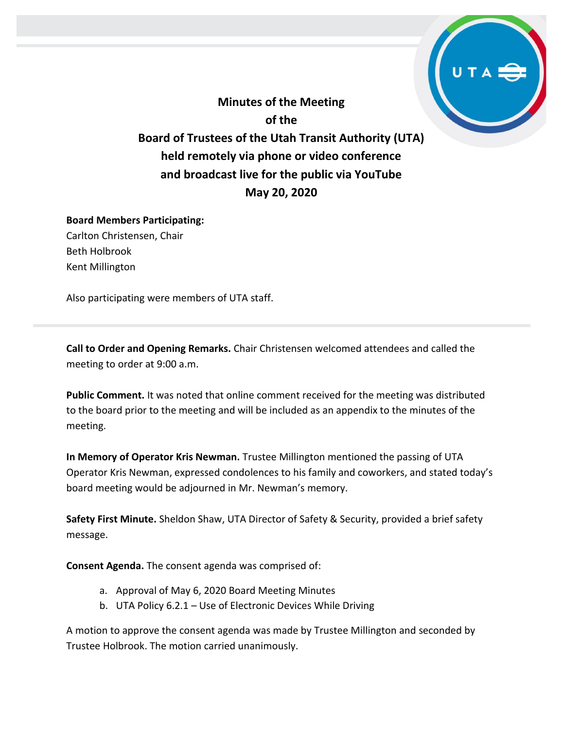# Minutes of the Meeting of the Board of Trustees of the Utah Transit Authority (UTA) held remotely via phone or video conference and broadcast live for the public via YouTube May 20, 2020

**Board Members Participating:**
Carlton Christensen, Chair
Beth Holbrook
Kent Millington

Also participating were members of UTA staff.

---

**Call to Order and Opening Remarks.** Chair Christensen welcomed attendees and called the meeting to order at 9:00 a.m.

**Public Comment.** It was noted that online comment received for the meeting was distributed to the board prior to the meeting and will be included as an appendix to the minutes of the meeting.

**In Memory of Operator Kris Newman.** Trustee Millington mentioned the passing of UTA Operator Kris Newman, expressed condolences to his family and coworkers, and stated today's board meeting would be adjourned in Mr. Newman's memory.

**Safety First Minute.** Sheldon Shaw, UTA Director of Safety & Security, provided a brief safety message.

**Consent Agenda.** The consent agenda was comprised of:

a. Approval of May 6, 2020 Board Meeting Minutes
b. UTA Policy 6.2.1 – Use of Electronic Devices While Driving

A motion to approve the consent agenda was made by Trustee Millington and seconded by Trustee Holbrook. The motion carried unanimously.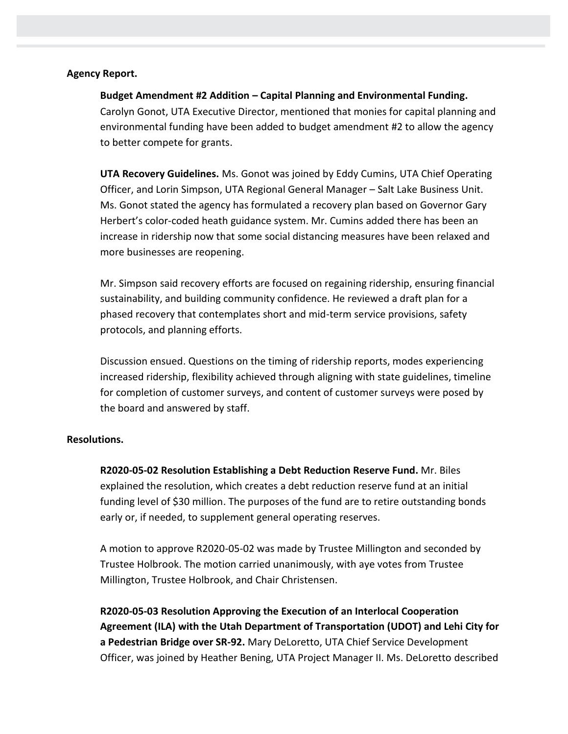**Agency Report.**

**Budget Amendment #2 Addition – Capital Planning and Environmental Funding.** Carolyn Gonot, UTA Executive Director, mentioned that monies for capital planning and environmental funding have been added to budget amendment #2 to allow the agency to better compete for grants.

**UTA Recovery Guidelines.** Ms. Gonot was joined by Eddy Cumins, UTA Chief Operating Officer, and Lorin Simpson, UTA Regional General Manager – Salt Lake Business Unit. Ms. Gonot stated the agency has formulated a recovery plan based on Governor Gary Herbert's color-coded heath guidance system. Mr. Cumins added there has been an increase in ridership now that some social distancing measures have been relaxed and more businesses are reopening.

Mr. Simpson said recovery efforts are focused on regaining ridership, ensuring financial sustainability, and building community confidence. He reviewed a draft plan for a phased recovery that contemplates short and mid-term service provisions, safety protocols, and planning efforts.

Discussion ensued. Questions on the timing of ridership reports, modes experiencing increased ridership, flexibility achieved through aligning with state guidelines, timeline for completion of customer surveys, and content of customer surveys were posed by the board and answered by staff.

**Resolutions.**

**R2020-05-02 Resolution Establishing a Debt Reduction Reserve Fund.** Mr. Biles explained the resolution, which creates a debt reduction reserve fund at an initial funding level of $30 million. The purposes of the fund are to retire outstanding bonds early or, if needed, to supplement general operating reserves.

A motion to approve R2020-05-02 was made by Trustee Millington and seconded by Trustee Holbrook. The motion carried unanimously, with aye votes from Trustee Millington, Trustee Holbrook, and Chair Christensen.

**R2020-05-03 Resolution Approving the Execution of an Interlocal Cooperation Agreement (ILA) with the Utah Department of Transportation (UDOT) and Lehi City for a Pedestrian Bridge over SR-92.** Mary DeLoretto, UTA Chief Service Development Officer, was joined by Heather Bening, UTA Project Manager II. Ms. DeLoretto described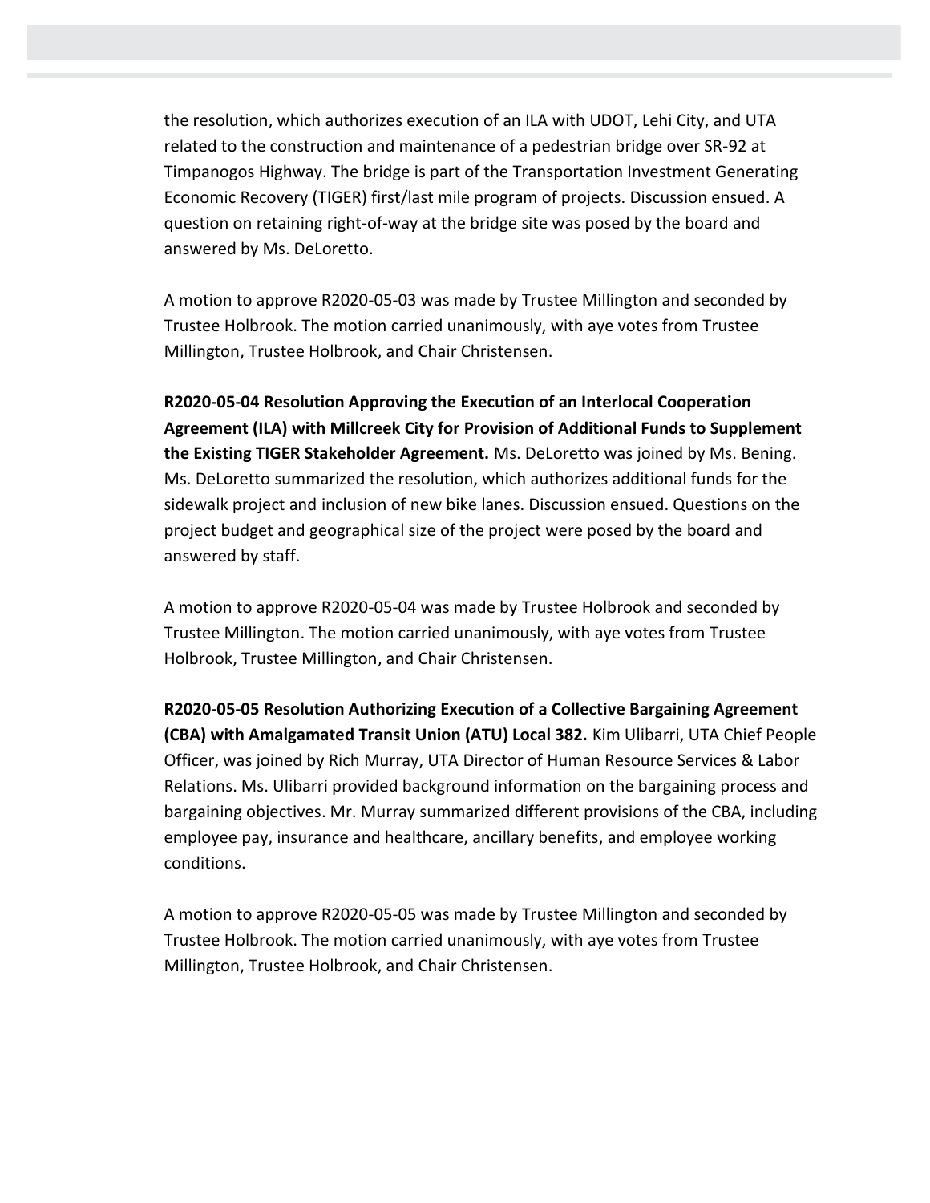the resolution, which authorizes execution of an ILA with UDOT, Lehi City, and UTA related to the construction and maintenance of a pedestrian bridge over SR-92 at Timpanogos Highway. The bridge is part of the Transportation Investment Generating Economic Recovery (TIGER) first/last mile program of projects. Discussion ensued. A question on retaining right-of-way at the bridge site was posed by the board and answered by Ms. DeLoretto.

A motion to approve R2020-05-03 was made by Trustee Millington and seconded by Trustee Holbrook. The motion carried unanimously, with aye votes from Trustee Millington, Trustee Holbrook, and Chair Christensen.

**R2020-05-04 Resolution Approving the Execution of an Interlocal Cooperation Agreement (ILA) with Millcreek City for Provision of Additional Funds to Supplement the Existing TIGER Stakeholder Agreement.** Ms. DeLoretto was joined by Ms. Bening. Ms. DeLoretto summarized the resolution, which authorizes additional funds for the sidewalk project and inclusion of new bike lanes. Discussion ensued. Questions on the project budget and geographical size of the project were posed by the board and answered by staff.

A motion to approve R2020-05-04 was made by Trustee Holbrook and seconded by Trustee Millington. The motion carried unanimously, with aye votes from Trustee Holbrook, Trustee Millington, and Chair Christensen.

**R2020-05-05 Resolution Authorizing Execution of a Collective Bargaining Agreement (CBA) with Amalgamated Transit Union (ATU) Local 382.** Kim Ulibarri, UTA Chief People Officer, was joined by Rich Murray, UTA Director of Human Resource Services & Labor Relations. Ms. Ulibarri provided background information on the bargaining process and bargaining objectives. Mr. Murray summarized different provisions of the CBA, including employee pay, insurance and healthcare, ancillary benefits, and employee working conditions.

A motion to approve R2020-05-05 was made by Trustee Millington and seconded by Trustee Holbrook. The motion carried unanimously, with aye votes from Trustee Millington, Trustee Holbrook, and Chair Christensen.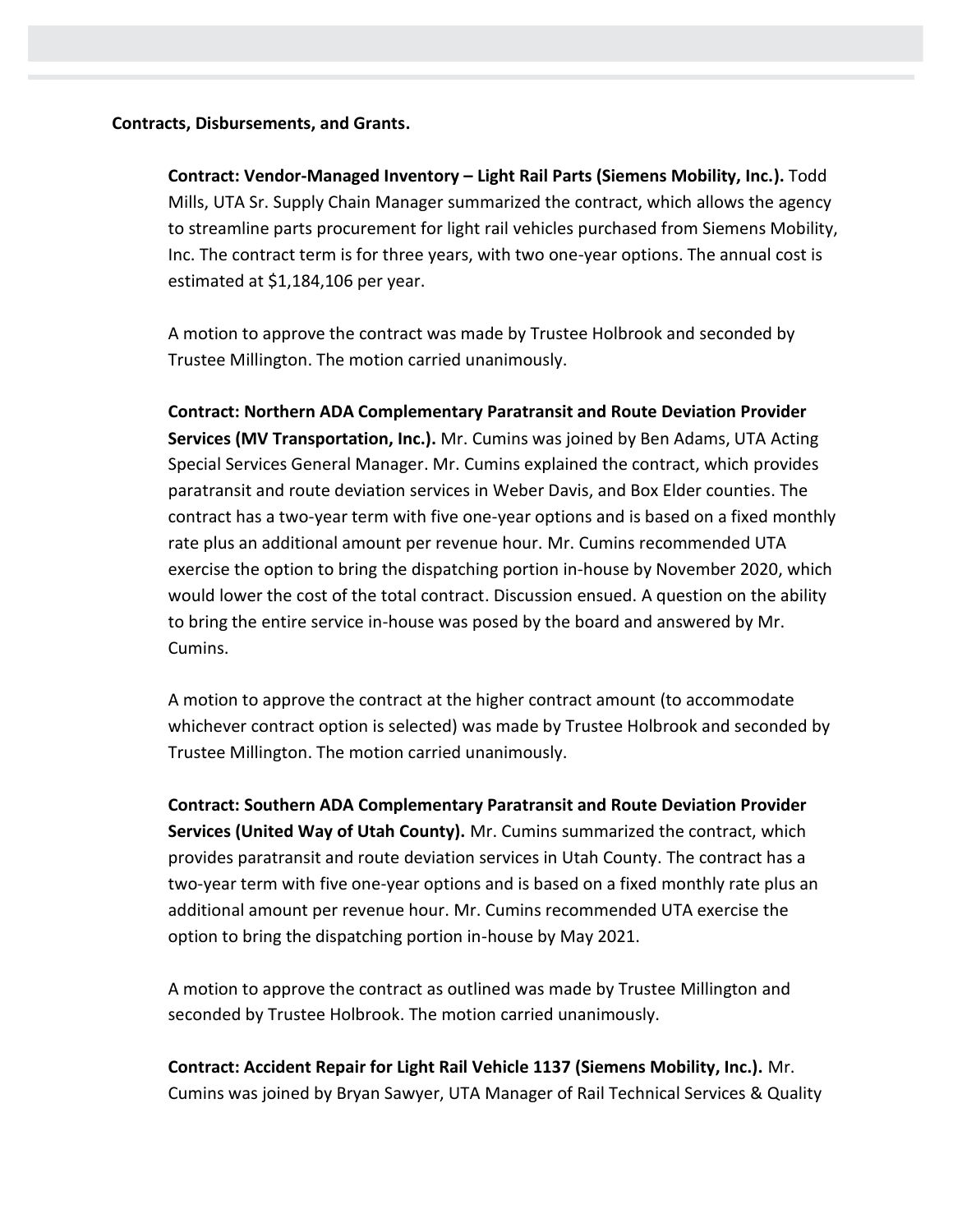**Contracts, Disbursements, and Grants.**

**Contract: Vendor-Managed Inventory – Light Rail Parts (Siemens Mobility, Inc.).** Todd Mills, UTA Sr. Supply Chain Manager summarized the contract, which allows the agency to streamline parts procurement for light rail vehicles purchased from Siemens Mobility, Inc. The contract term is for three years, with two one-year options. The annual cost is estimated at $1,184,106 per year.

A motion to approve the contract was made by Trustee Holbrook and seconded by Trustee Millington. The motion carried unanimously.

**Contract: Northern ADA Complementary Paratransit and Route Deviation Provider Services (MV Transportation, Inc.).** Mr. Cumins was joined by Ben Adams, UTA Acting Special Services General Manager. Mr. Cumins explained the contract, which provides paratransit and route deviation services in Weber Davis, and Box Elder counties. The contract has a two-year term with five one-year options and is based on a fixed monthly rate plus an additional amount per revenue hour. Mr. Cumins recommended UTA exercise the option to bring the dispatching portion in-house by November 2020, which would lower the cost of the total contract. Discussion ensued. A question on the ability to bring the entire service in-house was posed by the board and answered by Mr. Cumins.

A motion to approve the contract at the higher contract amount (to accommodate whichever contract option is selected) was made by Trustee Holbrook and seconded by Trustee Millington. The motion carried unanimously.

**Contract: Southern ADA Complementary Paratransit and Route Deviation Provider Services (United Way of Utah County).** Mr. Cumins summarized the contract, which provides paratransit and route deviation services in Utah County. The contract has a two-year term with five one-year options and is based on a fixed monthly rate plus an additional amount per revenue hour. Mr. Cumins recommended UTA exercise the option to bring the dispatching portion in-house by May 2021.

A motion to approve the contract as outlined was made by Trustee Millington and seconded by Trustee Holbrook. The motion carried unanimously.

**Contract: Accident Repair for Light Rail Vehicle 1137 (Siemens Mobility, Inc.).** Mr. Cumins was joined by Bryan Sawyer, UTA Manager of Rail Technical Services & Quality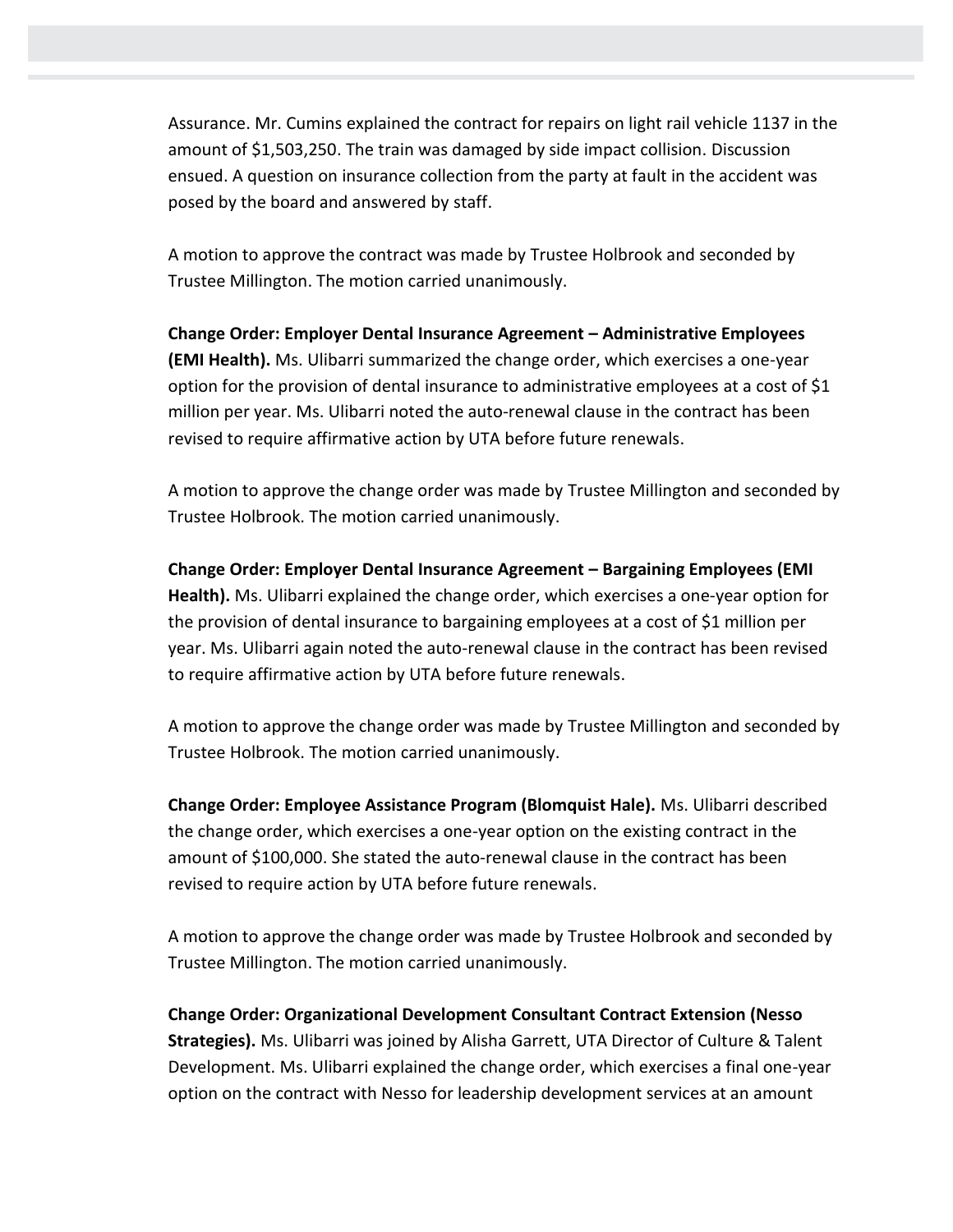Assurance. Mr. Cumins explained the contract for repairs on light rail vehicle 1137 in the amount of $1,503,250. The train was damaged by side impact collision. Discussion ensued. A question on insurance collection from the party at fault in the accident was posed by the board and answered by staff.

A motion to approve the contract was made by Trustee Holbrook and seconded by Trustee Millington. The motion carried unanimously.

**Change Order: Employer Dental Insurance Agreement – Administrative Employees (EMI Health).** Ms. Ulibarri summarized the change order, which exercises a one-year option for the provision of dental insurance to administrative employees at a cost of $1 million per year. Ms. Ulibarri noted the auto-renewal clause in the contract has been revised to require affirmative action by UTA before future renewals.

A motion to approve the change order was made by Trustee Millington and seconded by Trustee Holbrook. The motion carried unanimously.

**Change Order: Employer Dental Insurance Agreement – Bargaining Employees (EMI Health).** Ms. Ulibarri explained the change order, which exercises a one-year option for the provision of dental insurance to bargaining employees at a cost of $1 million per year. Ms. Ulibarri again noted the auto-renewal clause in the contract has been revised to require affirmative action by UTA before future renewals.

A motion to approve the change order was made by Trustee Millington and seconded by Trustee Holbrook. The motion carried unanimously.

**Change Order: Employee Assistance Program (Blomquist Hale).** Ms. Ulibarri described the change order, which exercises a one-year option on the existing contract in the amount of $100,000. She stated the auto-renewal clause in the contract has been revised to require action by UTA before future renewals.

A motion to approve the change order was made by Trustee Holbrook and seconded by Trustee Millington. The motion carried unanimously.

**Change Order: Organizational Development Consultant Contract Extension (Nesso Strategies).** Ms. Ulibarri was joined by Alisha Garrett, UTA Director of Culture & Talent Development. Ms. Ulibarri explained the change order, which exercises a final one-year option on the contract with Nesso for leadership development services at an amount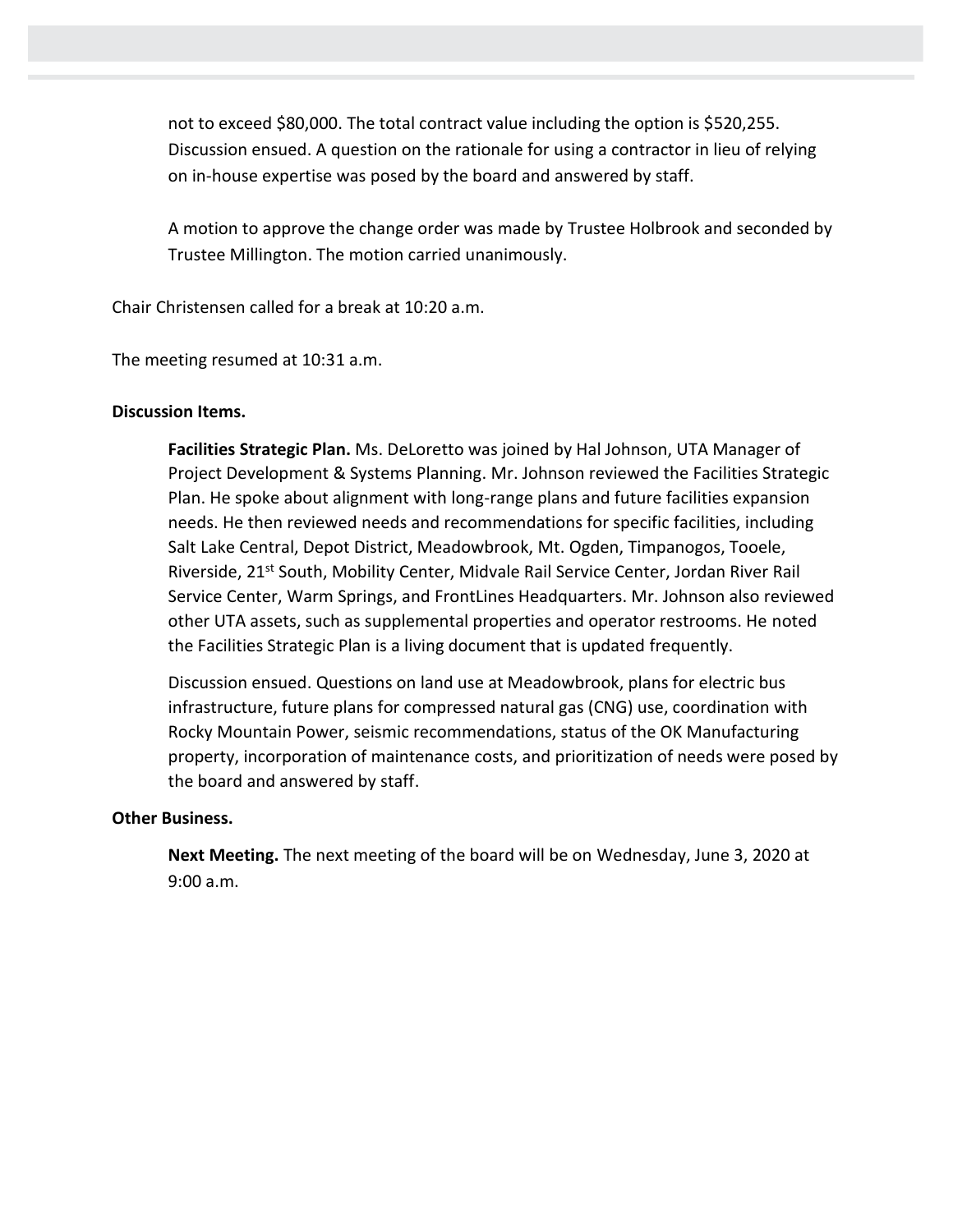not to exceed $80,000. The total contract value including the option is $520,255. Discussion ensued. A question on the rationale for using a contractor in lieu of relying on in-house expertise was posed by the board and answered by staff.

A motion to approve the change order was made by Trustee Holbrook and seconded by Trustee Millington. The motion carried unanimously.

Chair Christensen called for a break at 10:20 a.m.

The meeting resumed at 10:31 a.m.

**Discussion Items.**

**Facilities Strategic Plan.** Ms. DeLoretto was joined by Hal Johnson, UTA Manager of Project Development & Systems Planning. Mr. Johnson reviewed the Facilities Strategic Plan. He spoke about alignment with long-range plans and future facilities expansion needs. He then reviewed needs and recommendations for specific facilities, including Salt Lake Central, Depot District, Meadowbrook, Mt. Ogden, Timpanogos, Tooele, Riverside, 21st South, Mobility Center, Midvale Rail Service Center, Jordan River Rail Service Center, Warm Springs, and FrontLines Headquarters. Mr. Johnson also reviewed other UTA assets, such as supplemental properties and operator restrooms. He noted the Facilities Strategic Plan is a living document that is updated frequently.

Discussion ensued. Questions on land use at Meadowbrook, plans for electric bus infrastructure, future plans for compressed natural gas (CNG) use, coordination with Rocky Mountain Power, seismic recommendations, status of the OK Manufacturing property, incorporation of maintenance costs, and prioritization of needs were posed by the board and answered by staff.

**Other Business.**

**Next Meeting.** The next meeting of the board will be on Wednesday, June 3, 2020 at 9:00 a.m.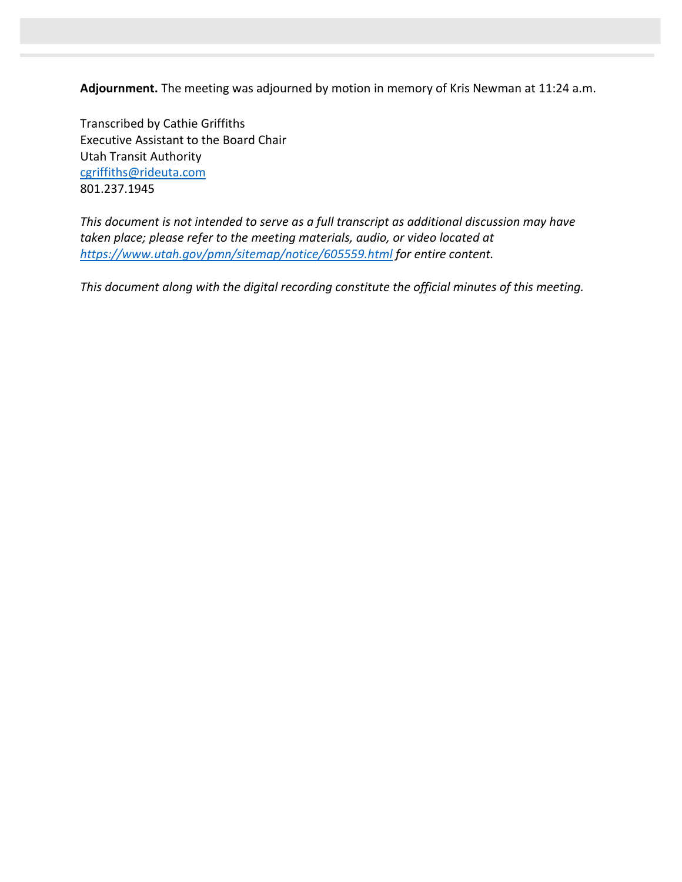**Adjournment.** The meeting was adjourned by motion in memory of Kris Newman at 11:24 a.m.

Transcribed by Cathie Griffiths
Executive Assistant to the Board Chair
Utah Transit Authority
cgriffiths@rideuta.com
801.237.1945

*This document is not intended to serve as a full transcript as additional discussion may have taken place; please refer to the meeting materials, audio, or video located at https://www.utah.gov/pmn/sitemap/notice/605559.html for entire content.*

*This document along with the digital recording constitute the official minutes of this meeting.*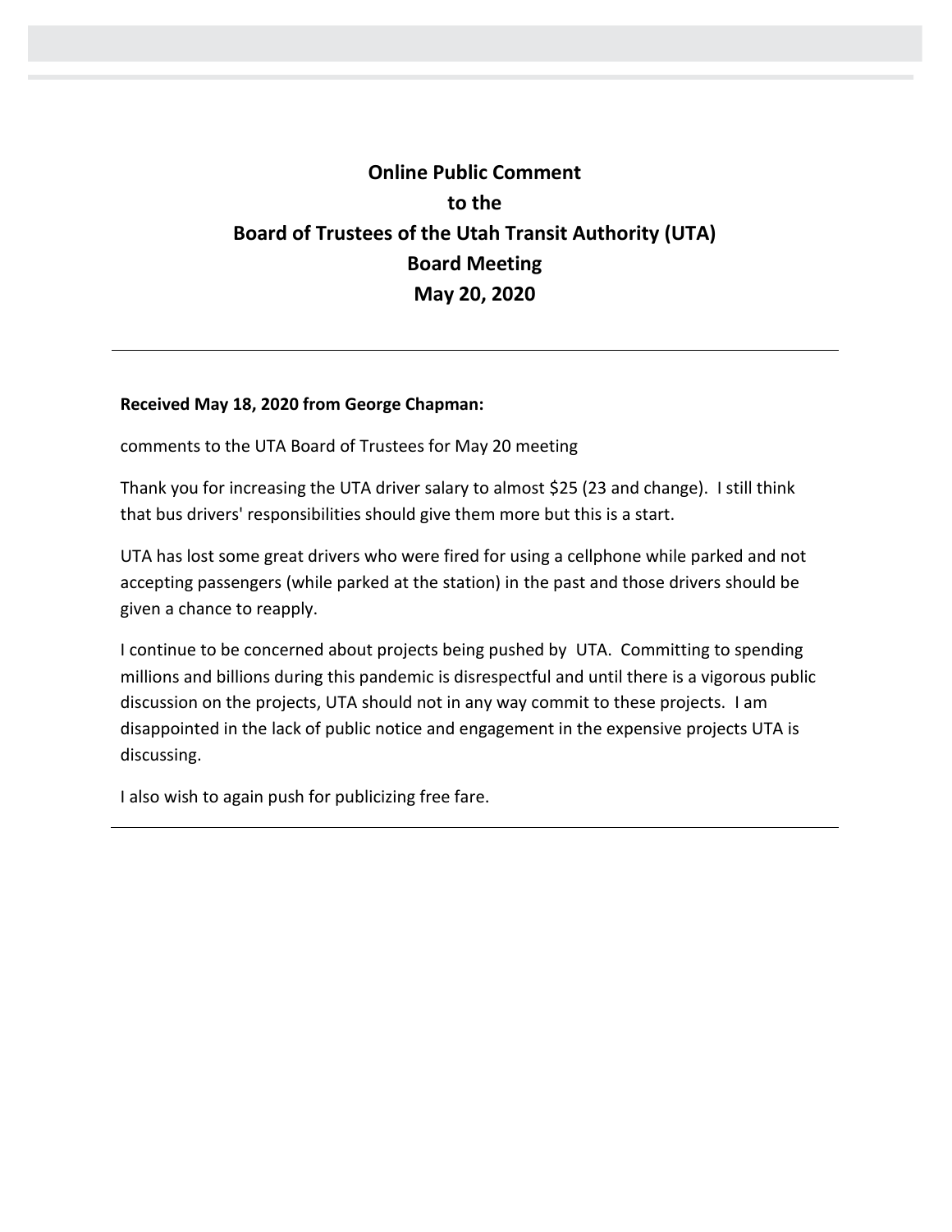# Online Public Comment
# to the
# Board of Trustees of the Utah Transit Authority (UTA)
# Board Meeting
# May 20, 2020

---

**Received May 18, 2020 from George Chapman:**

comments to the UTA Board of Trustees for May 20 meeting

Thank you for increasing the UTA driver salary to almost $25 (23 and change).  I still think that bus drivers' responsibilities should give them more but this is a start.

UTA has lost some great drivers who were fired for using a cellphone while parked and not accepting passengers (while parked at the station) in the past and those drivers should be given a chance to reapply.

I continue to be concerned about projects being pushed by  UTA.  Committing to spending millions and billions during this pandemic is disrespectful and until there is a vigorous public discussion on the projects, UTA should not in any way commit to these projects.  I am disappointed in the lack of public notice and engagement in the expensive projects UTA is discussing.

I also wish to again push for publicizing free fare.

---